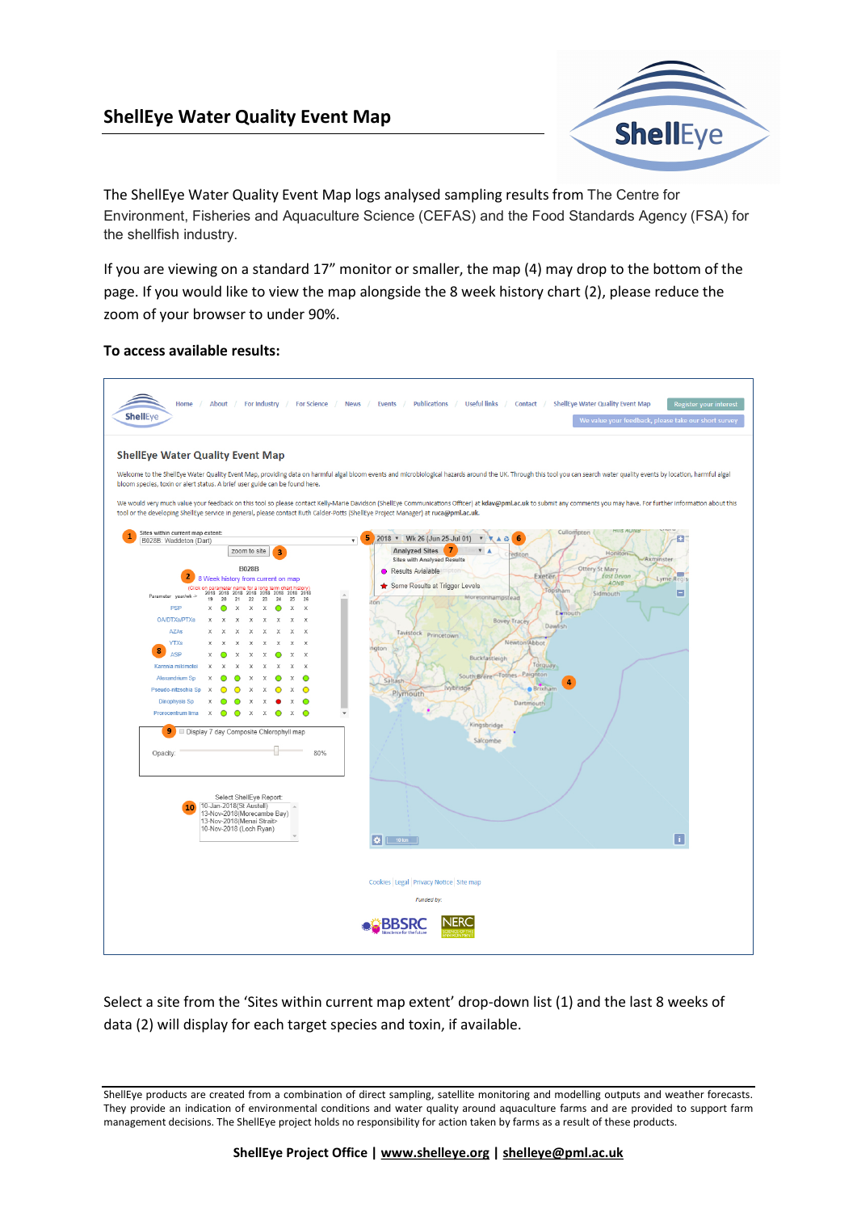## ShellEye Water Quality Event Map

The ShellEye Water Quality Event Map logs analysed sampling results from The Centre for Environment, Fisheries and Aquaculture Science (CEFAS) and the Food Standards Agency (FSA) for the shellfish industry.

If you are viewing on a standard 17" monitor or smaller, the map (4) may drop to the bottom of the page. If you would like to view the map alongside the 8 week history chart (2), please reduce the zoom of your browser to under 90%.

**To access available results:**

Select a site from the 'Sites within current map extent' drop-down list (1) and the last 8 weeks of data (2) will display for each target species and toxin, if available.

ShellEye products are created from a combination of direct sampling, satellite monitoring and modelling outputs and weather forecasts. They provide an indication of environmental conditions and water quality around aquaculture farms and are provided to support farm management decisions. The ShellEye project holds no responsibility for action taken by farms as a result of these products.

**ShellEye Project Office | www.shelleye.org | shelleye@pml.ac.uk**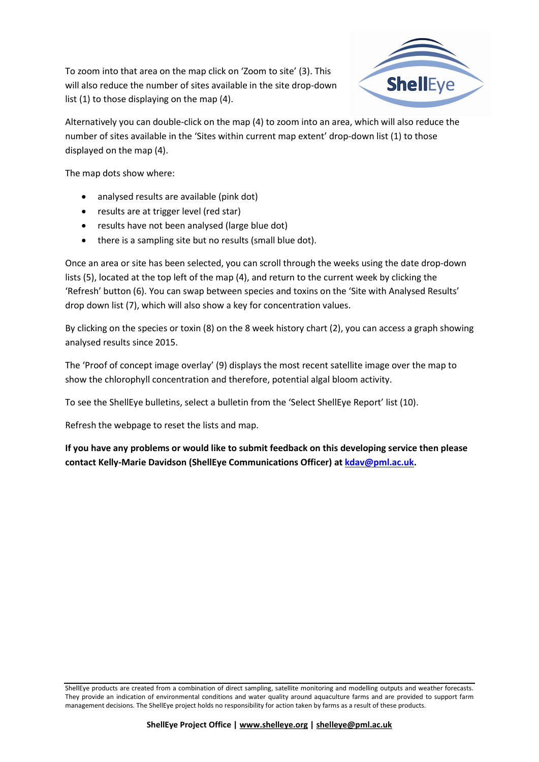To zoom into that area on the map click on 'Zoom to site' (3). This will also reduce the number of sites available in the site drop-down list (1) to those displaying on the map (4).

Alternatively you can double-click on the map (4) to zoom into an area, which will also reduce the number of sites available in the 'Sites within current map extent' drop-down list (1) to those displayed on the map (4).

The map dots show where:

- analysed results are available (pink dot)
- results are at trigger level (red star)
- results have not been analysed (large blue dot)
- there is a sampling site but no results (small blue dot).

Once an area or site has been selected, you can scroll through the weeks using the date drop-down lists (5), located at the top left of the map (4), and return to the current week by clicking the 'Refresh' button (6). You can swap between species and toxins on the 'Site with Analysed Results' drop down list (7), which will also show a key for concentration values.

By clicking on the species or toxin (8) on the 8 week history chart (2), you can access a graph showing analysed results since 2015.

The 'Proof of concept image overlay' (9) displays the most recent satellite image over the map to show the chlorophyll concentration and therefore, potential algal bloom activity.

To see the ShellEye bulletins, select a bulletin from the 'Select ShellEye Report' list (10).

Refresh the webpage to reset the lists and map.

**If you have any problems or would like to submit feedback on this developing service then please contact Kelly-Marie Davidson (ShellEye Communications Officer) at kdav@pml.ac.uk.**

ShellEye products are created from a combination of direct sampling, satellite monitoring and modelling outputs and weather forecasts. They provide an indication of environmental conditions and water quality around aquaculture farms and are provided to support farm management decisions. The ShellEye project holds no responsibility for action taken by farms as a result of these products.

**ShellEye Project Office | www.shelleye.org | shelleye@pml.ac.uk**